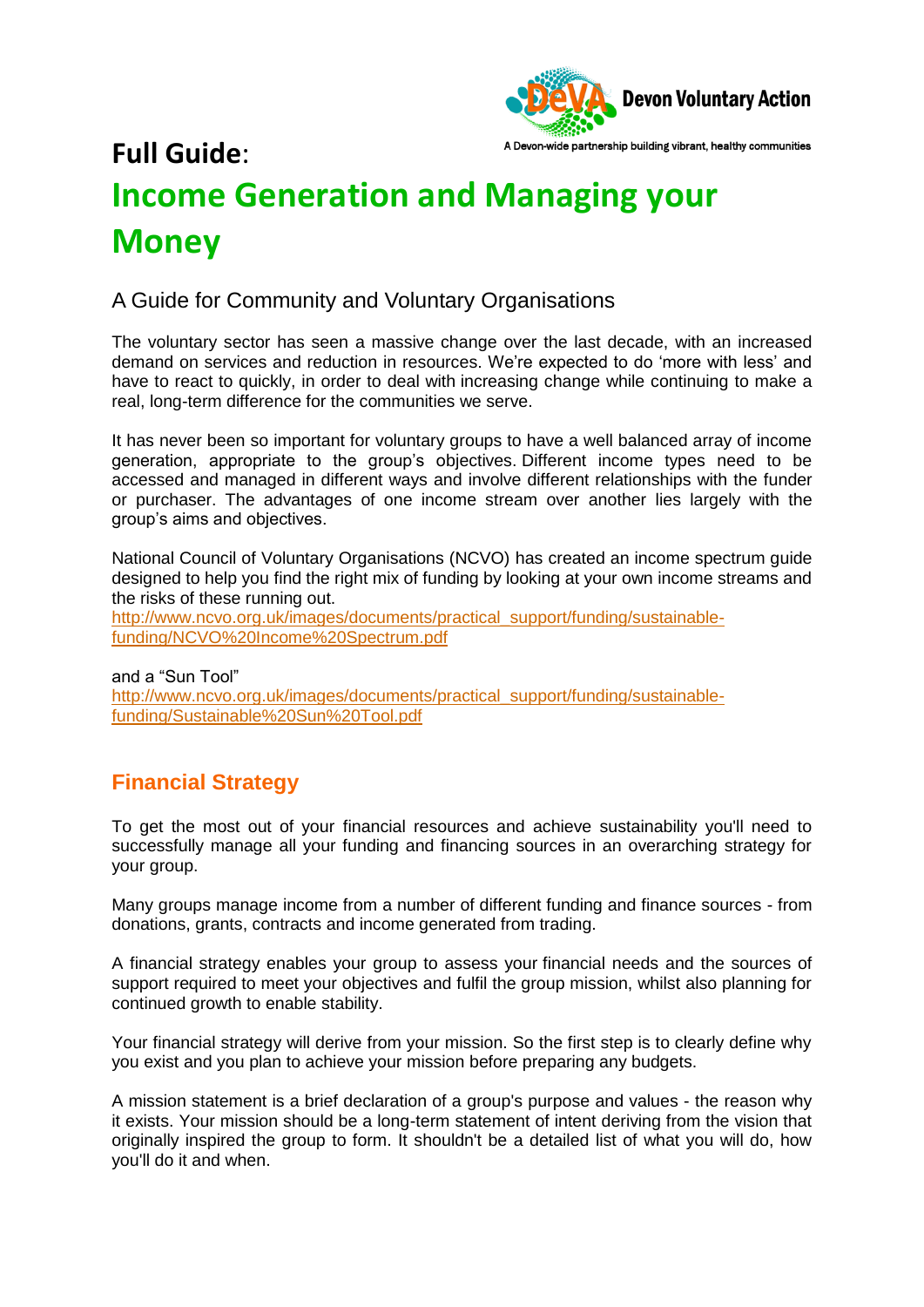Devon Voluntary Action

A Devon-wide partnership building vibrant, healthy communities

# Full Guide: Income Generation and Managing your Money

## A Guide for Community and Voluntary Organisations

The voluntary sector has seen a massive change over the last decade, with an increased demand on services and reduction in resources. We're expected to do 'more with less' and have to react to quickly, in order to deal with increasing change while continuing to make a real, long-term difference for the communities we serve.

It has never been so important for voluntary groups to have a well balanced array of income generation, appropriate to the group's objectives. Different income types need to be accessed and managed in different ways and involve different relationships with the funder or purchaser. The advantages of one income stream over another lies largely with the group's aims and objectives.

National Council of Voluntary Organisations (NCVO) has created an income spectrum guide designed to help you find the right mix of funding by looking at your own income streams and the risks of these running out.
http://www.ncvo.org.uk/images/documents/practical_support/funding/sustainable-funding/NCVO%20Income%20Spectrum.pdf

and a "Sun Tool"
http://www.ncvo.org.uk/images/documents/practical_support/funding/sustainable-funding/Sustainable%20Sun%20Tool.pdf

## Financial Strategy

To get the most out of your financial resources and achieve sustainability you'll need to successfully manage all your funding and financing sources in an overarching strategy for your group.

Many groups manage income from a number of different funding and finance sources - from donations, grants, contracts and income generated from trading.

A financial strategy enables your group to assess your financial needs and the sources of support required to meet your objectives and fulfil the group mission, whilst also planning for continued growth to enable stability.

Your financial strategy will derive from your mission. So the first step is to clearly define why you exist and you plan to achieve your mission before preparing any budgets.

A mission statement is a brief declaration of a group's purpose and values - the reason why it exists. Your mission should be a long-term statement of intent deriving from the vision that originally inspired the group to form. It shouldn't be a detailed list of what you will do, how you'll do it and when.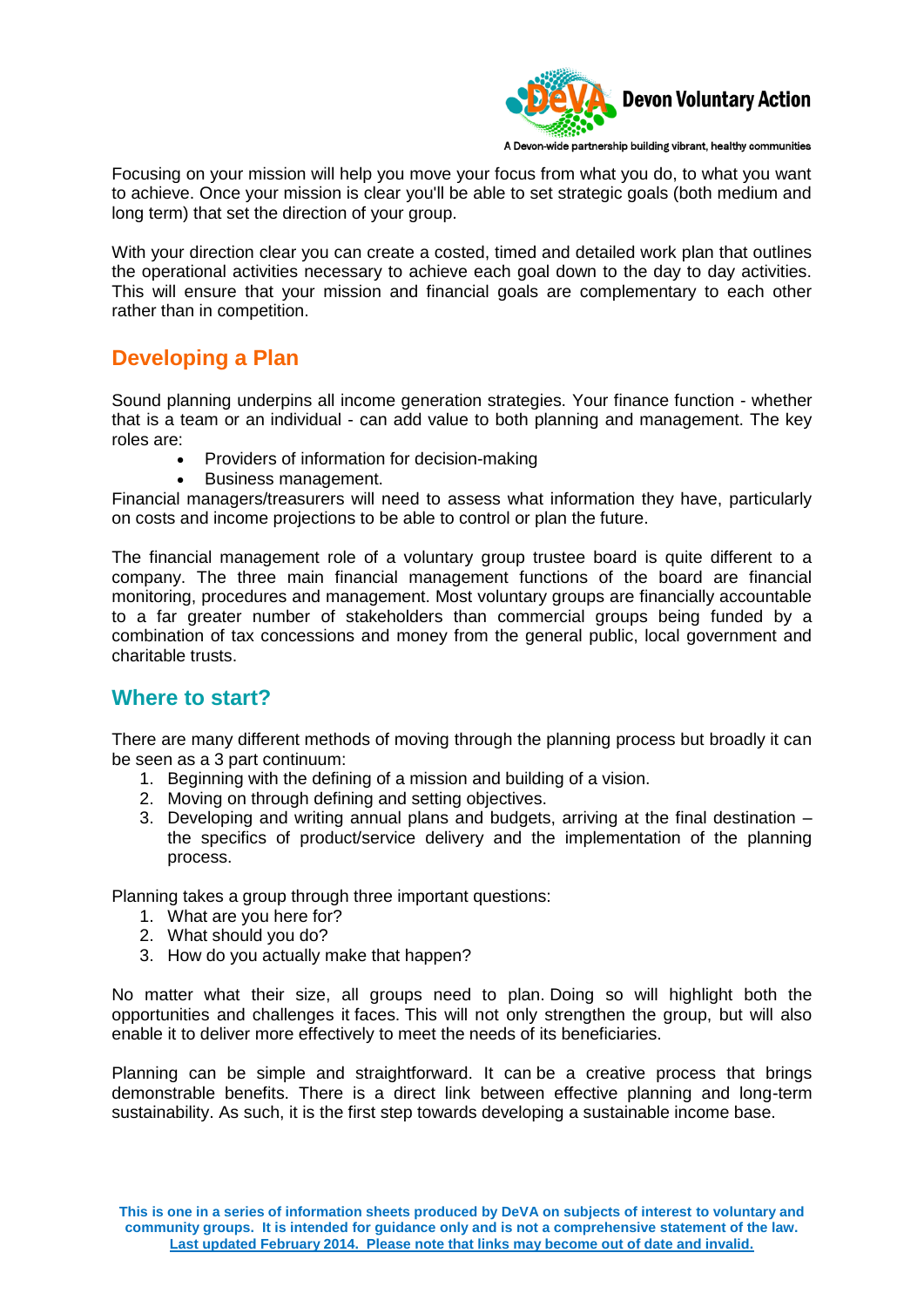Focusing on your mission will help you move your focus from what you do, to what you want to achieve. Once your mission is clear you'll be able to set strategic goals (both medium and long term) that set the direction of your group.

With your direction clear you can create a costed, timed and detailed work plan that outlines the operational activities necessary to achieve each goal down to the day to day activities. This will ensure that your mission and financial goals are complementary to each other rather than in competition.

## Developing a Plan

Sound planning underpins all income generation strategies. Your finance function - whether that is a team or an individual - can add value to both planning and management. The key roles are:

- Providers of information for decision-making
- Business management.

Financial managers/treasurers will need to assess what information they have, particularly on costs and income projections to be able to control or plan the future.

The financial management role of a voluntary group trustee board is quite different to a company. The three main financial management functions of the board are financial monitoring, procedures and management. Most voluntary groups are financially accountable to a far greater number of stakeholders than commercial groups being funded by a combination of tax concessions and money from the general public, local government and charitable trusts.

## Where to start?

There are many different methods of moving through the planning process but broadly it can be seen as a 3 part continuum:

1. Beginning with the defining of a mission and building of a vision.
2. Moving on through defining and setting objectives.
3. Developing and writing annual plans and budgets, arriving at the final destination – the specifics of product/service delivery and the implementation of the planning process.

Planning takes a group through three important questions:

1. What are you here for?
2. What should you do?
3. How do you actually make that happen?

No matter what their size, all groups need to plan. Doing so will highlight both the opportunities and challenges it faces. This will not only strengthen the group, but will also enable it to deliver more effectively to meet the needs of its beneficiaries.

Planning can be simple and straightforward. It can be a creative process that brings demonstrable benefits. There is a direct link between effective planning and long-term sustainability. As such, it is the first step towards developing a sustainable income base.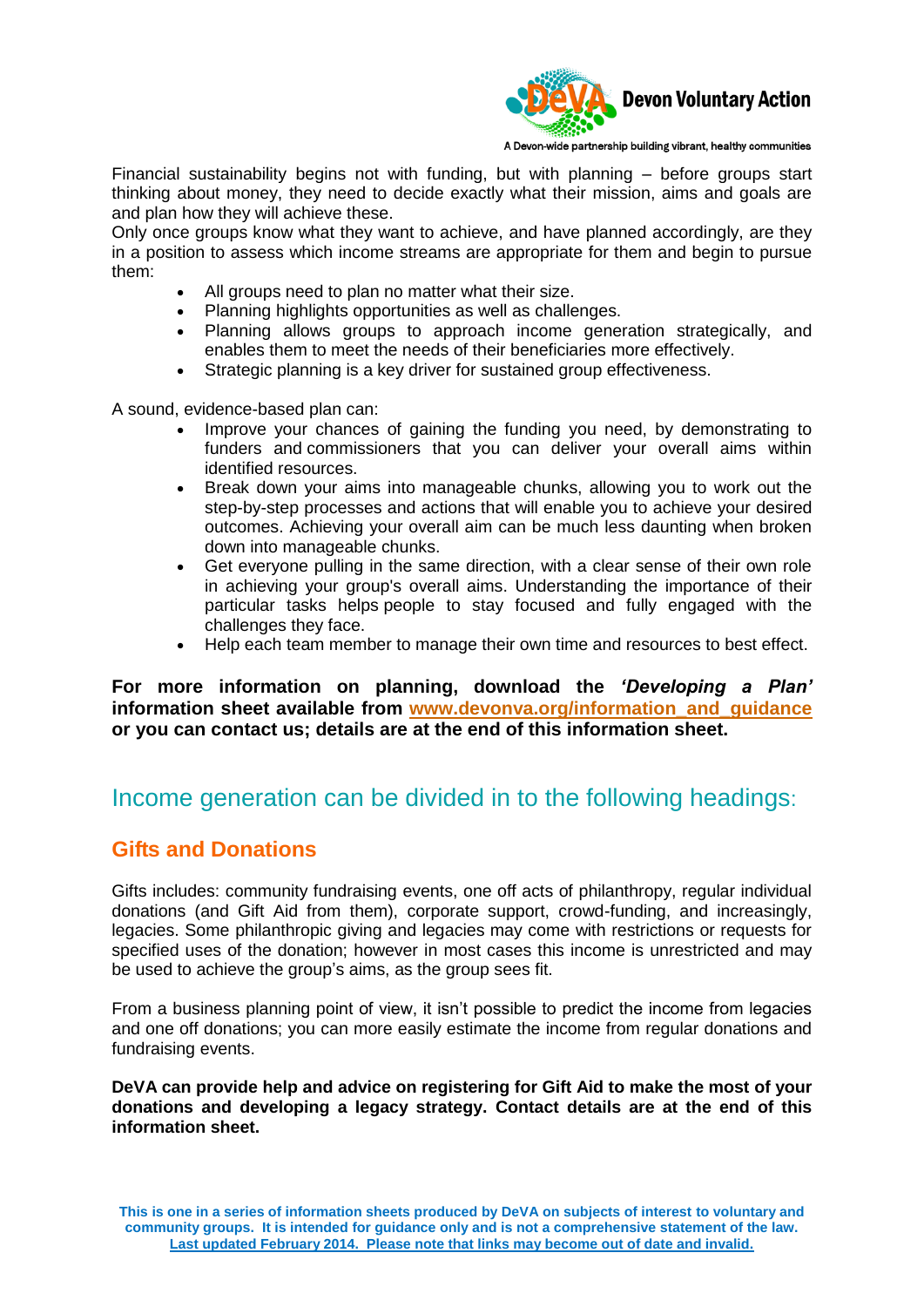Financial sustainability begins not with funding, but with planning – before groups start thinking about money, they need to decide exactly what their mission, aims and goals are and plan how they will achieve these.

Only once groups know what they want to achieve, and have planned accordingly, are they in a position to assess which income streams are appropriate for them and begin to pursue them:

- All groups need to plan no matter what their size.
- Planning highlights opportunities as well as challenges.
- Planning allows groups to approach income generation strategically, and enables them to meet the needs of their beneficiaries more effectively.
- Strategic planning is a key driver for sustained group effectiveness.

A sound, evidence-based plan can:

- Improve your chances of gaining the funding you need, by demonstrating to funders and commissioners that you can deliver your overall aims within identified resources.
- Break down your aims into manageable chunks, allowing you to work out the step-by-step processes and actions that will enable you to achieve your desired outcomes. Achieving your overall aim can be much less daunting when broken down into manageable chunks.
- Get everyone pulling in the same direction, with a clear sense of their own role in achieving your group's overall aims. Understanding the importance of their particular tasks helps people to stay focused and fully engaged with the challenges they face.
- Help each team member to manage their own time and resources to best effect.

**For more information on planning, download the *'Developing a Plan'* information sheet available from www.devonva.org/information_and_guidance or you can contact us; details are at the end of this information sheet.**

## Income generation can be divided in to the following headings:

### Gifts and Donations

Gifts includes: community fundraising events, one off acts of philanthropy, regular individual donations (and Gift Aid from them), corporate support, crowd-funding, and increasingly, legacies. Some philanthropic giving and legacies may come with restrictions or requests for specified uses of the donation; however in most cases this income is unrestricted and may be used to achieve the group's aims, as the group sees fit.

From a business planning point of view, it isn't possible to predict the income from legacies and one off donations; you can more easily estimate the income from regular donations and fundraising events.

**DeVA can provide help and advice on registering for Gift Aid to make the most of your donations and developing a legacy strategy. Contact details are at the end of this information sheet.**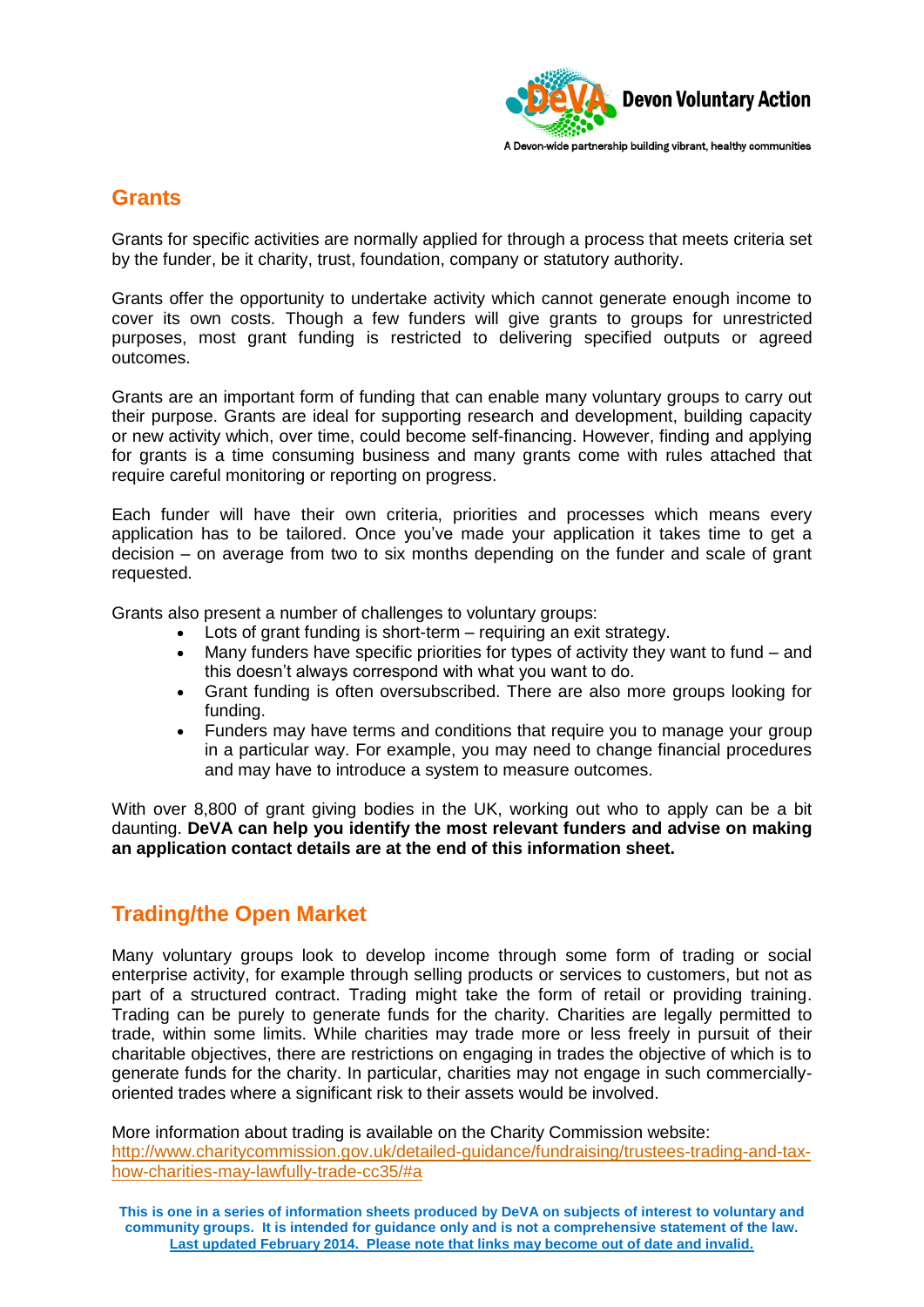## Grants

Grants for specific activities are normally applied for through a process that meets criteria set by the funder, be it charity, trust, foundation, company or statutory authority.

Grants offer the opportunity to undertake activity which cannot generate enough income to cover its own costs. Though a few funders will give grants to groups for unrestricted purposes, most grant funding is restricted to delivering specified outputs or agreed outcomes.

Grants are an important form of funding that can enable many voluntary groups to carry out their purpose. Grants are ideal for supporting research and development, building capacity or new activity which, over time, could become self-financing. However, finding and applying for grants is a time consuming business and many grants come with rules attached that require careful monitoring or reporting on progress.

Each funder will have their own criteria, priorities and processes which means every application has to be tailored. Once you've made your application it takes time to get a decision – on average from two to six months depending on the funder and scale of grant requested.

Grants also present a number of challenges to voluntary groups:

- Lots of grant funding is short-term – requiring an exit strategy.
- Many funders have specific priorities for types of activity they want to fund – and this doesn't always correspond with what you want to do.
- Grant funding is often oversubscribed. There are also more groups looking for funding.
- Funders may have terms and conditions that require you to manage your group in a particular way. For example, you may need to change financial procedures and may have to introduce a system to measure outcomes.

With over 8,800 of grant giving bodies in the UK, working out who to apply can be a bit daunting. **DeVA can help you identify the most relevant funders and advise on making an application contact details are at the end of this information sheet.**

## Trading/the Open Market

Many voluntary groups look to develop income through some form of trading or social enterprise activity, for example through selling products or services to customers, but not as part of a structured contract. Trading might take the form of retail or providing training. Trading can be purely to generate funds for the charity. Charities are legally permitted to trade, within some limits. While charities may trade more or less freely in pursuit of their charitable objectives, there are restrictions on engaging in trades the objective of which is to generate funds for the charity. In particular, charities may not engage in such commercially-oriented trades where a significant risk to their assets would be involved.

More information about trading is available on the Charity Commission website:
http://www.charitycommission.gov.uk/detailed-guidance/fundraising/trustees-trading-and-tax-how-charities-may-lawfully-trade-cc35/#a

**This is one in a series of information sheets produced by DeVA on subjects of interest to voluntary and community groups. It is intended for guidance only and is not a comprehensive statement of the law. Last updated February 2014. Please note that links may become out of date and invalid.**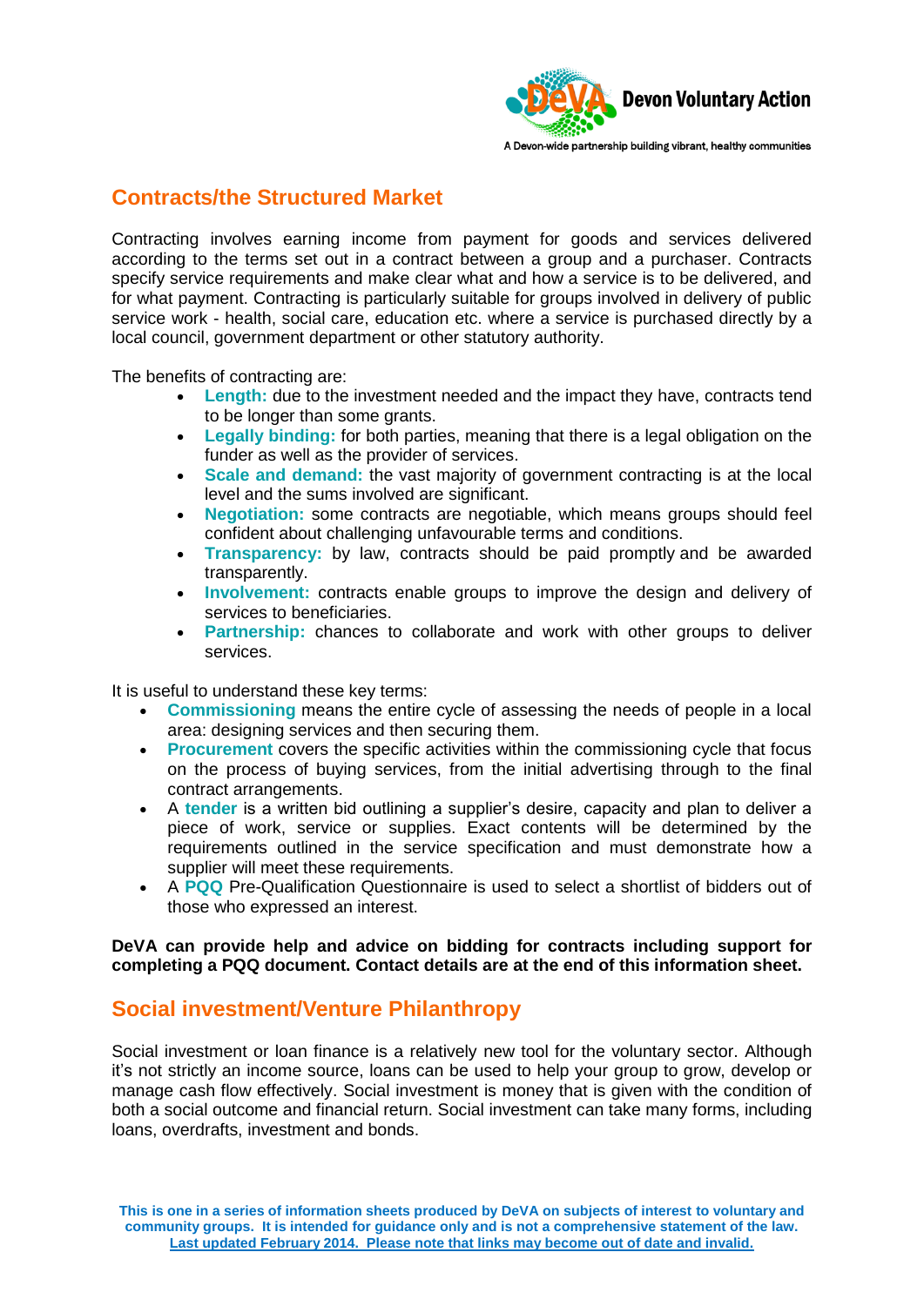## Contracts/the Structured Market

Contracting involves earning income from payment for goods and services delivered according to the terms set out in a contract between a group and a purchaser. Contracts specify service requirements and make clear what and how a service is to be delivered, and for what payment. Contracting is particularly suitable for groups involved in delivery of public service work - health, social care, education etc. where a service is purchased directly by a local council, government department or other statutory authority.

The benefits of contracting are:

- **Length:** due to the investment needed and the impact they have, contracts tend to be longer than some grants.
- **Legally binding:** for both parties, meaning that there is a legal obligation on the funder as well as the provider of services.
- **Scale and demand:** the vast majority of government contracting is at the local level and the sums involved are significant.
- **Negotiation:** some contracts are negotiable, which means groups should feel confident about challenging unfavourable terms and conditions.
- **Transparency:** by law, contracts should be paid promptly and be awarded transparently.
- **Involvement:** contracts enable groups to improve the design and delivery of services to beneficiaries.
- **Partnership:** chances to collaborate and work with other groups to deliver services.

It is useful to understand these key terms:

- **Commissioning** means the entire cycle of assessing the needs of people in a local area: designing services and then securing them.
- **Procurement** covers the specific activities within the commissioning cycle that focus on the process of buying services, from the initial advertising through to the final contract arrangements.
- A **tender** is a written bid outlining a supplier's desire, capacity and plan to deliver a piece of work, service or supplies. Exact contents will be determined by the requirements outlined in the service specification and must demonstrate how a supplier will meet these requirements.
- A **PQQ** Pre-Qualification Questionnaire is used to select a shortlist of bidders out of those who expressed an interest.

**DeVA can provide help and advice on bidding for contracts including support for completing a PQQ document. Contact details are at the end of this information sheet.**

## Social investment/Venture Philanthropy

Social investment or loan finance is a relatively new tool for the voluntary sector. Although it's not strictly an income source, loans can be used to help your group to grow, develop or manage cash flow effectively. Social investment is money that is given with the condition of both a social outcome and financial return. Social investment can take many forms, including loans, overdrafts, investment and bonds.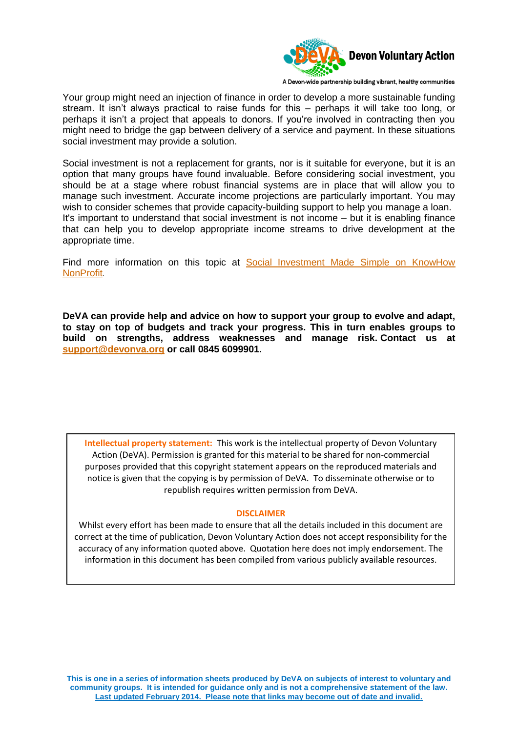Your group might need an injection of finance in order to develop a more sustainable funding stream. It isn't always practical to raise funds for this – perhaps it will take too long, or perhaps it isn't a project that appeals to donors. If you're involved in contracting then you might need to bridge the gap between delivery of a service and payment. In these situations social investment may provide a solution.

Social investment is not a replacement for grants, nor is it suitable for everyone, but it is an option that many groups have found invaluable. Before considering social investment, you should be at a stage where robust financial systems are in place that will allow you to manage such investment. Accurate income projections are particularly important. You may wish to consider schemes that provide capacity-building support to help you manage a loan. It's important to understand that social investment is not income – but it is enabling finance that can help you to develop appropriate income streams to drive development at the appropriate time.

Find more information on this topic at Social Investment Made Simple on KnowHow NonProfit.

**DeVA can provide help and advice on how to support your group to evolve and adapt, to stay on top of budgets and track your progress. This in turn enables groups to build on strengths, address weaknesses and manage risk. Contact us at support@devonva.org or call 0845 6099901.**

**Intellectual property statement:** This work is the intellectual property of Devon Voluntary Action (DeVA). Permission is granted for this material to be shared for non-commercial purposes provided that this copyright statement appears on the reproduced materials and notice is given that the copying is by permission of DeVA. To disseminate otherwise or to republish requires written permission from DeVA.

**DISCLAIMER**

Whilst every effort has been made to ensure that all the details included in this document are correct at the time of publication, Devon Voluntary Action does not accept responsibility for the accuracy of any information quoted above. Quotation here does not imply endorsement. The information in this document has been compiled from various publicly available resources.

**This is one in a series of information sheets produced by DeVA on subjects of interest to voluntary and community groups. It is intended for guidance only and is not a comprehensive statement of the law. Last updated February 2014. Please note that links may become out of date and invalid.**